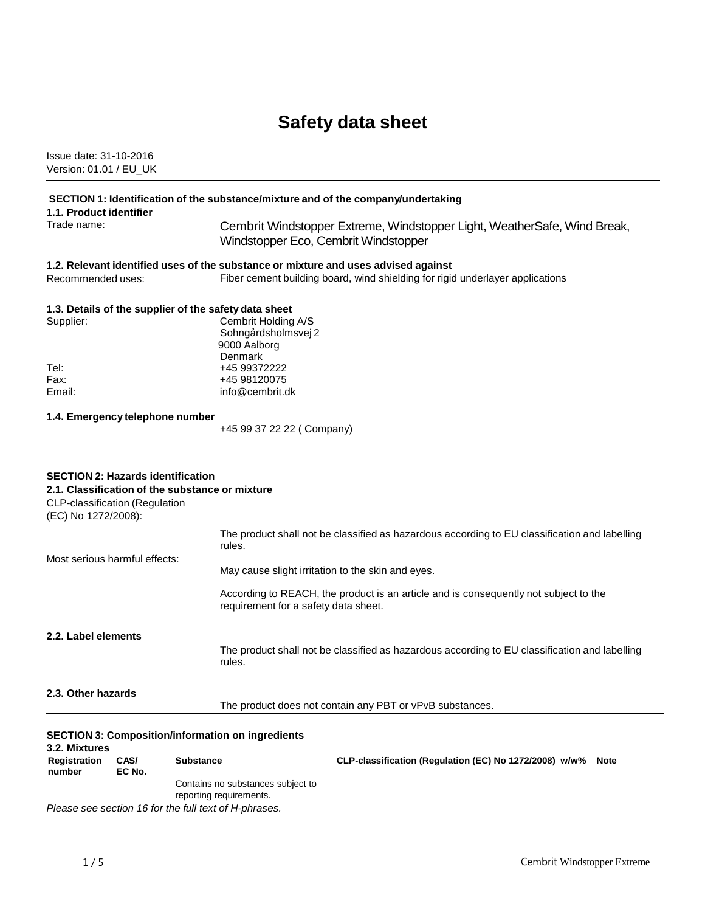# Safety data sheet

Issue date: 31-10-2016
Version: 01.01 / EU_UK

## SECTION 1: Identification of the substance/mixture and of the company/undertaking

### 1.1. Product identifier

Trade name: Cembrit Windstopper Extreme, Windstopper Light, WeatherSafe, Wind Break, Windstopper Eco, Cembrit Windstopper

### 1.2. Relevant identified uses of the substance or mixture and uses advised against

Recommended uses: Fiber cement building board, wind shielding for rigid underlayer applications

### 1.3. Details of the supplier of the safety data sheet

Supplier: Cembrit Holding A/S
Sohngårdsholmsvej 2
9000 Aalborg
Denmark

Tel: +45 99372222
Fax: +45 98120075
Email: info@cembrit.dk

### 1.4. Emergency telephone number

+45 99 37 22 22 ( Company)

## SECTION 2: Hazards identification

### 2.1. Classification of the substance or mixture

CLP-classification (Regulation (EC) No 1272/2008):

The product shall not be classified as hazardous according to EU classification and labelling rules.

Most serious harmful effects:

May cause slight irritation to the skin and eyes.

According to REACH, the product is an article and is consequently not subject to the requirement for a safety data sheet.

### 2.2. Label elements

The product shall not be classified as hazardous according to EU classification and labelling rules.

### 2.3. Other hazards

The product does not contain any PBT or vPvB substances.

## SECTION 3: Composition/information on ingredients

### 3.2. Mixtures

| Registration number | CAS/ EC No. | Substance | CLP-classification (Regulation (EC) No 1272/2008) | w/w% | Note |
|---|---|---|---|---|---|
| | | Contains no substances subject to reporting requirements. | | | |

*Please see section 16 for the full text of H-phrases.*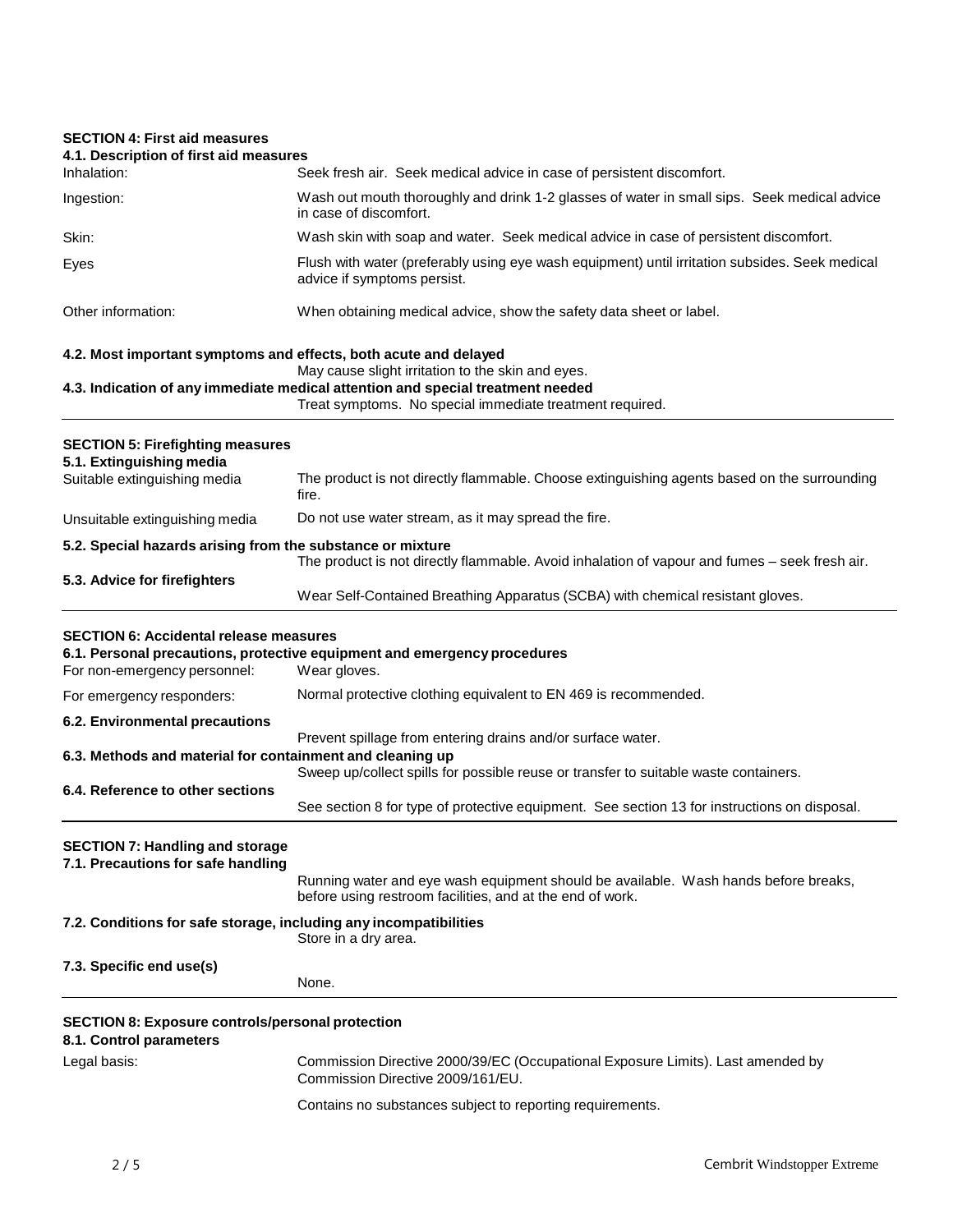## SECTION 4: First aid measures

### 4.1. Description of first aid measures

| | |
|---|---|
| Inhalation: | Seek fresh air. Seek medical advice in case of persistent discomfort. |
| Ingestion: | Wash out mouth thoroughly and drink 1-2 glasses of water in small sips. Seek medical advice in case of discomfort. |
| Skin: | Wash skin with soap and water. Seek medical advice in case of persistent discomfort. |
| Eyes | Flush with water (preferably using eye wash equipment) until irritation subsides. Seek medical advice if symptoms persist. |
| Other information: | When obtaining medical advice, show the safety data sheet or label. |

### 4.2. Most important symptoms and effects, both acute and delayed

May cause slight irritation to the skin and eyes.

### 4.3. Indication of any immediate medical attention and special treatment needed

Treat symptoms. No special immediate treatment required.

## SECTION 5: Firefighting measures

### 5.1. Extinguishing media

| | |
|---|---|
| Suitable extinguishing media | The product is not directly flammable. Choose extinguishing agents based on the surrounding fire. |
| Unsuitable extinguishing media | Do not use water stream, as it may spread the fire. |

### 5.2. Special hazards arising from the substance or mixture

The product is not directly flammable. Avoid inhalation of vapour and fumes – seek fresh air.

### 5.3. Advice for firefighters

Wear Self-Contained Breathing Apparatus (SCBA) with chemical resistant gloves.

## SECTION 6: Accidental release measures

### 6.1. Personal precautions, protective equipment and emergency procedures

| | |
|---|---|
| For non-emergency personnel: | Wear gloves. |
| For emergency responders: | Normal protective clothing equivalent to EN 469 is recommended. |

### 6.2. Environmental precautions

Prevent spillage from entering drains and/or surface water.

### 6.3. Methods and material for containment and cleaning up

Sweep up/collect spills for possible reuse or transfer to suitable waste containers.

### 6.4. Reference to other sections

See section 8 for type of protective equipment. See section 13 for instructions on disposal.

## SECTION 7: Handling and storage

### 7.1. Precautions for safe handling

Running water and eye wash equipment should be available. Wash hands before breaks, before using restroom facilities, and at the end of work.

### 7.2. Conditions for safe storage, including any incompatibilities

Store in a dry area.

### 7.3. Specific end use(s)

None.

## SECTION 8: Exposure controls/personal protection

### 8.1. Control parameters

| | |
|---|---|
| Legal basis: | Commission Directive 2000/39/EC (Occupational Exposure Limits). Last amended by Commission Directive 2009/161/EU. |
| | Contains no substances subject to reporting requirements. |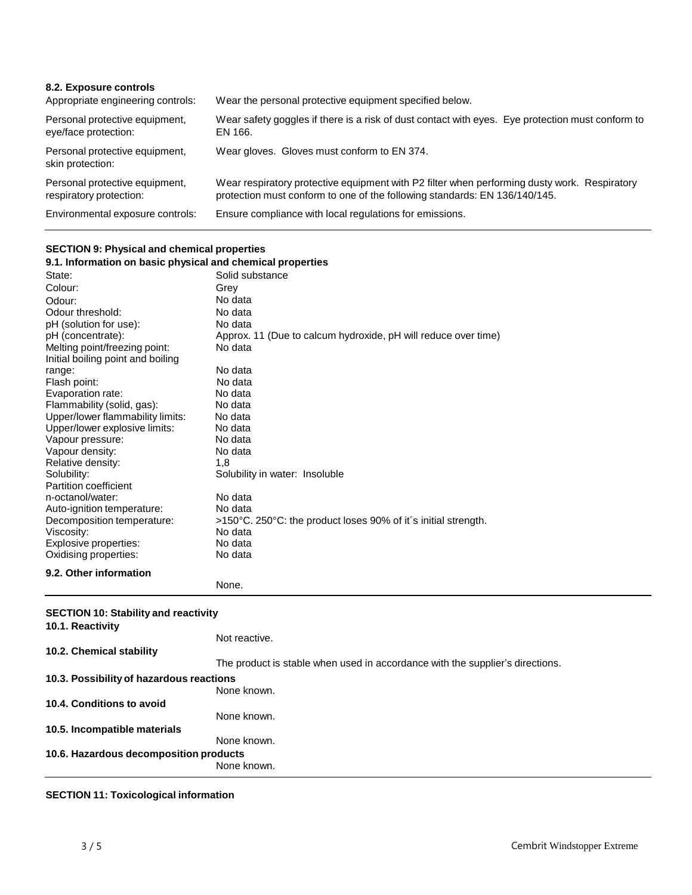### 8.2. Exposure controls

| | |
|---|---|
| Appropriate engineering controls: | Wear the personal protective equipment specified below. |
| Personal protective equipment, eye/face protection: | Wear safety goggles if there is a risk of dust contact with eyes. Eye protection must conform to EN 166. |
| Personal protective equipment, skin protection: | Wear gloves. Gloves must conform to EN 374. |
| Personal protective equipment, respiratory protection: | Wear respiratory protective equipment with P2 filter when performing dusty work. Respiratory protection must conform to one of the following standards: EN 136/140/145. |
| Environmental exposure controls: | Ensure compliance with local regulations for emissions. |

## SECTION 9: Physical and chemical properties

### 9.1. Information on basic physical and chemical properties

| | |
|---|---|
| State: | Solid substance |
| Colour: | Grey |
| Odour: | No data |
| Odour threshold: | No data |
| pH (solution for use): | No data |
| pH (concentrate): | Approx. 11 (Due to calcum hydroxide, pH will reduce over time) |
| Melting point/freezing point: | No data |
| Initial boiling point and boiling range: | No data |
| Flash point: | No data |
| Evaporation rate: | No data |
| Flammability (solid, gas): | No data |
| Upper/lower flammability limits: | No data |
| Upper/lower explosive limits: | No data |
| Vapour pressure: | No data |
| Vapour density: | No data |
| Relative density: | 1,8 |
| Solubility: | Solubility in water: Insoluble |
| Partition coefficient n-octanol/water: | No data |
| Auto-ignition temperature: | No data |
| Decomposition temperature: | >150°C. 250°C: the product loses 90% of it´s initial strength. |
| Viscosity: | No data |
| Explosive properties: | No data |
| Oxidising properties: | No data |

### 9.2. Other information

None.

## SECTION 10: Stability and reactivity

### 10.1. Reactivity

Not reactive.

### 10.2. Chemical stability

The product is stable when used in accordance with the supplier's directions.

### 10.3. Possibility of hazardous reactions

None known.

### 10.4. Conditions to avoid

None known.

### 10.5. Incompatible materials

None known.

### 10.6. Hazardous decomposition products

None known.

## SECTION 11: Toxicological information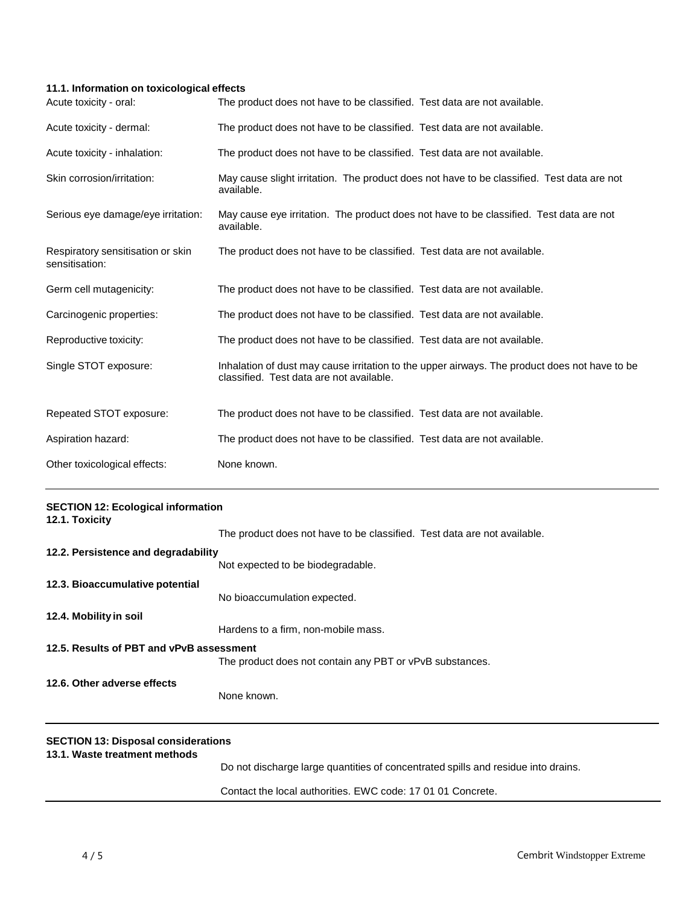### 11.1. Information on toxicological effects

| | |
|---|---|
| Acute toxicity - oral: | The product does not have to be classified. Test data are not available. |
| Acute toxicity - dermal: | The product does not have to be classified. Test data are not available. |
| Acute toxicity - inhalation: | The product does not have to be classified. Test data are not available. |
| Skin corrosion/irritation: | May cause slight irritation. The product does not have to be classified. Test data are not available. |
| Serious eye damage/eye irritation: | May cause eye irritation. The product does not have to be classified. Test data are not available. |
| Respiratory sensitisation or skin sensitisation: | The product does not have to be classified. Test data are not available. |
| Germ cell mutagenicity: | The product does not have to be classified. Test data are not available. |
| Carcinogenic properties: | The product does not have to be classified. Test data are not available. |
| Reproductive toxicity: | The product does not have to be classified. Test data are not available. |
| Single STOT exposure: | Inhalation of dust may cause irritation to the upper airways. The product does not have to be classified. Test data are not available. |
| Repeated STOT exposure: | The product does not have to be classified. Test data are not available. |
| Aspiration hazard: | The product does not have to be classified. Test data are not available. |
| Other toxicological effects: | None known. |

## SECTION 12: Ecological information

### 12.1. Toxicity

The product does not have to be classified. Test data are not available.

### 12.2. Persistence and degradability

Not expected to be biodegradable.

### 12.3. Bioaccumulative potential

No bioaccumulation expected.

### 12.4. Mobility in soil

Hardens to a firm, non-mobile mass.

### 12.5. Results of PBT and vPvB assessment

The product does not contain any PBT or vPvB substances.

### 12.6. Other adverse effects

None known.

## SECTION 13: Disposal considerations

### 13.1. Waste treatment methods

Do not discharge large quantities of concentrated spills and residue into drains.

Contact the local authorities. EWC code: 17 01 01 Concrete.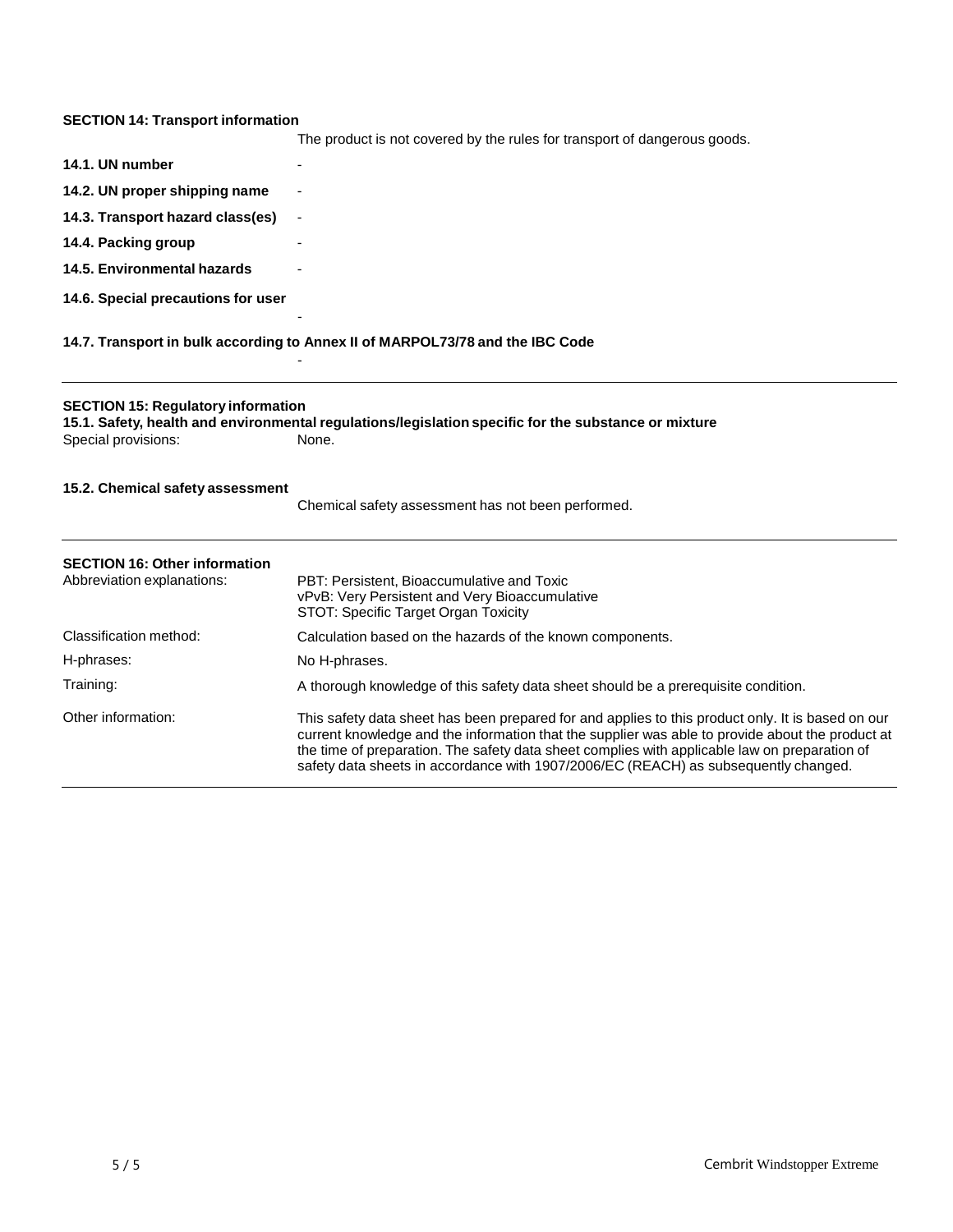## SECTION 14: Transport information

The product is not covered by the rules for transport of dangerous goods.

| | |
|---|---|
| **14.1. UN number** | - |
| **14.2. UN proper shipping name** | - |
| **14.3. Transport hazard class(es)** | - |
| **14.4. Packing group** | - |
| **14.5. Environmental hazards** | - |
| **14.6. Special precautions for user** | - |

**14.7. Transport in bulk according to Annex II of MARPOL73/78 and the IBC Code**

-

## SECTION 15: Regulatory information

**15.1. Safety, health and environmental regulations/legislation specific for the substance or mixture**

Special provisions: None.

**15.2. Chemical safety assessment**

Chemical safety assessment has not been performed.

## SECTION 16: Other information

| | |
|---|---|
| Abbreviation explanations: | PBT: Persistent, Bioaccumulative and Toxic<br>vPvB: Very Persistent and Very Bioaccumulative<br>STOT: Specific Target Organ Toxicity |
| Classification method: | Calculation based on the hazards of the known components. |
| H-phrases: | No H-phrases. |
| Training: | A thorough knowledge of this safety data sheet should be a prerequisite condition. |
| Other information: | This safety data sheet has been prepared for and applies to this product only. It is based on our current knowledge and the information that the supplier was able to provide about the product at the time of preparation. The safety data sheet complies with applicable law on preparation of safety data sheets in accordance with 1907/2006/EC (REACH) as subsequently changed. |